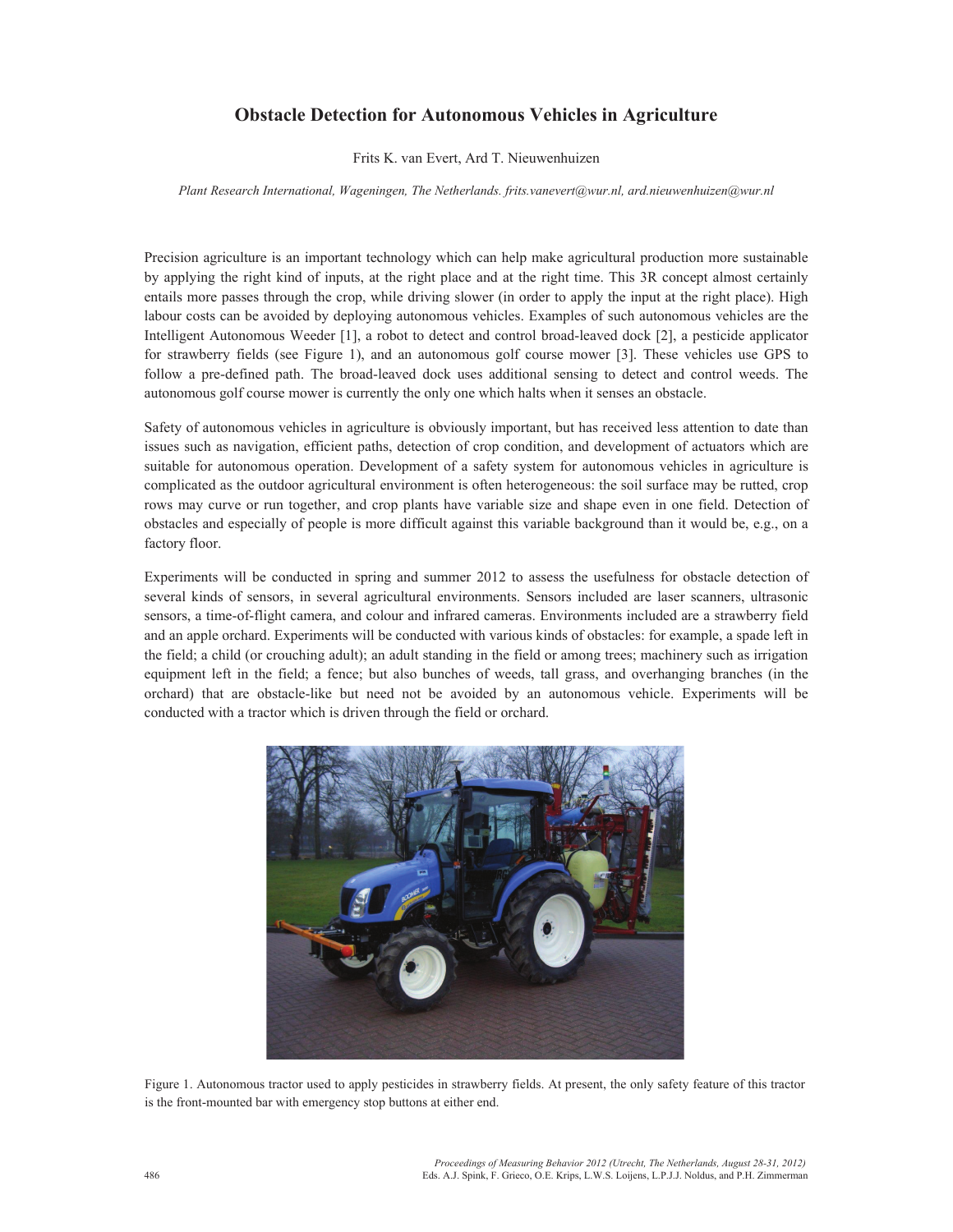# Obstacle Detection for Autonomous Vehicles in Agriculture

Frits K. van Evert, Ard T. Nieuwenhuizen

*Plant Research International, Wageningen, The Netherlands. frits.vanevert@wur.nl, ard.nieuwenhuizen@wur.nl*

Precision agriculture is an important technology which can help make agricultural production more sustainable by applying the right kind of inputs, at the right place and at the right time. This 3R concept almost certainly entails more passes through the crop, while driving slower (in order to apply the input at the right place). High labour costs can be avoided by deploying autonomous vehicles. Examples of such autonomous vehicles are the Intelligent Autonomous Weeder [1], a robot to detect and control broad-leaved dock [2], a pesticide applicator for strawberry fields (see Figure 1), and an autonomous golf course mower [3]. These vehicles use GPS to follow a pre-defined path. The broad-leaved dock uses additional sensing to detect and control weeds. The autonomous golf course mower is currently the only one which halts when it senses an obstacle.

Safety of autonomous vehicles in agriculture is obviously important, but has received less attention to date than issues such as navigation, efficient paths, detection of crop condition, and development of actuators which are suitable for autonomous operation. Development of a safety system for autonomous vehicles in agriculture is complicated as the outdoor agricultural environment is often heterogeneous: the soil surface may be rutted, crop rows may curve or run together, and crop plants have variable size and shape even in one field. Detection of obstacles and especially of people is more difficult against this variable background than it would be, e.g., on a factory floor.

Experiments will be conducted in spring and summer 2012 to assess the usefulness for obstacle detection of several kinds of sensors, in several agricultural environments. Sensors included are laser scanners, ultrasonic sensors, a time-of-flight camera, and colour and infrared cameras. Environments included are a strawberry field and an apple orchard. Experiments will be conducted with various kinds of obstacles: for example, a spade left in the field; a child (or crouching adult); an adult standing in the field or among trees; machinery such as irrigation equipment left in the field; a fence; but also bunches of weeds, tall grass, and overhanging branches (in the orchard) that are obstacle-like but need not be avoided by an autonomous vehicle. Experiments will be conducted with a tractor which is driven through the field or orchard.

Figure 1. Autonomous tractor used to apply pesticides in strawberry fields. At present, the only safety feature of this tractor is the front-mounted bar with emergency stop buttons at either end.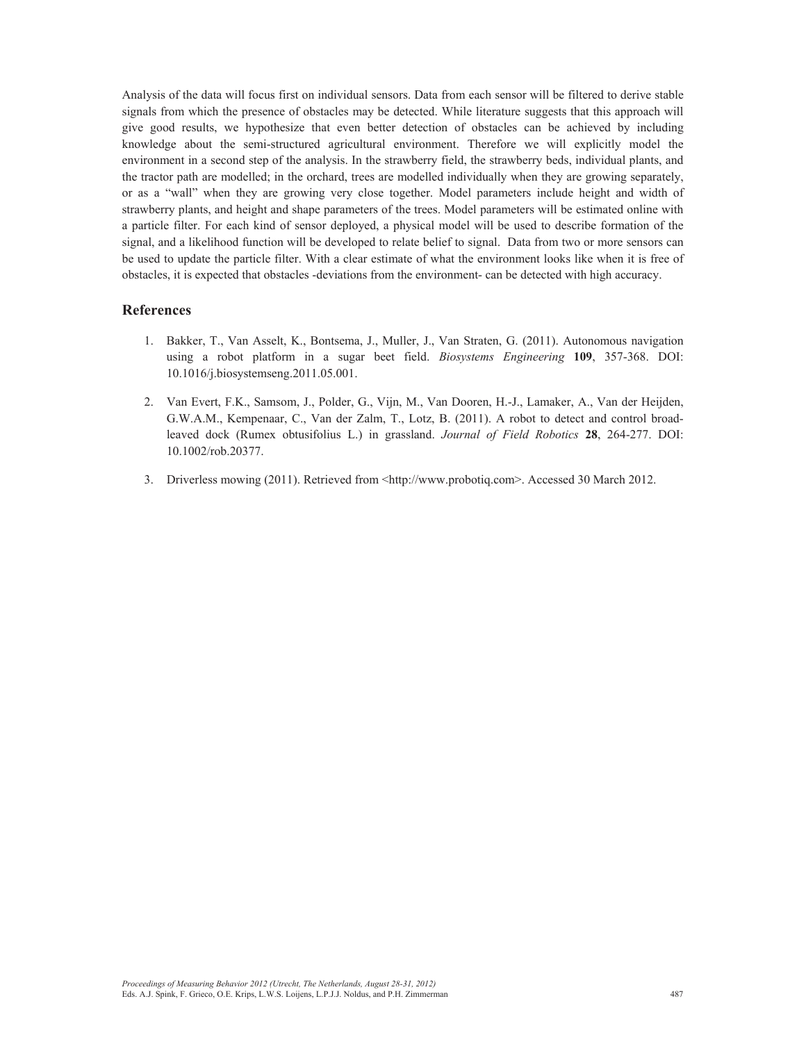Analysis of the data will focus first on individual sensors. Data from each sensor will be filtered to derive stable signals from which the presence of obstacles may be detected. While literature suggests that this approach will give good results, we hypothesize that even better detection of obstacles can be achieved by including knowledge about the semi-structured agricultural environment. Therefore we will explicitly model the environment in a second step of the analysis. In the strawberry field, the strawberry beds, individual plants, and the tractor path are modelled; in the orchard, trees are modelled individually when they are growing separately, or as a "wall" when they are growing very close together. Model parameters include height and width of strawberry plants, and height and shape parameters of the trees. Model parameters will be estimated online with a particle filter. For each kind of sensor deployed, a physical model will be used to describe formation of the signal, and a likelihood function will be developed to relate belief to signal. Data from two or more sensors can be used to update the particle filter. With a clear estimate of what the environment looks like when it is free of obstacles, it is expected that obstacles -deviations from the environment- can be detected with high accuracy.

## References

1. Bakker, T., Van Asselt, K., Bontsema, J., Muller, J., Van Straten, G. (2011). Autonomous navigation using a robot platform in a sugar beet field. *Biosystems Engineering* **109**, 357-368. DOI: 10.1016/j.biosystemseng.2011.05.001.

2. Van Evert, F.K., Samsom, J., Polder, G., Vijn, M., Van Dooren, H.-J., Lamaker, A., Van der Heijden, G.W.A.M., Kempenaar, C., Van der Zalm, T., Lotz, B. (2011). A robot to detect and control broad-leaved dock (Rumex obtusifolius L.) in grassland. *Journal of Field Robotics* **28**, 264-277. DOI: 10.1002/rob.20377.

3. Driverless mowing (2011). Retrieved from <http://www.probotiq.com>. Accessed 30 March 2012.